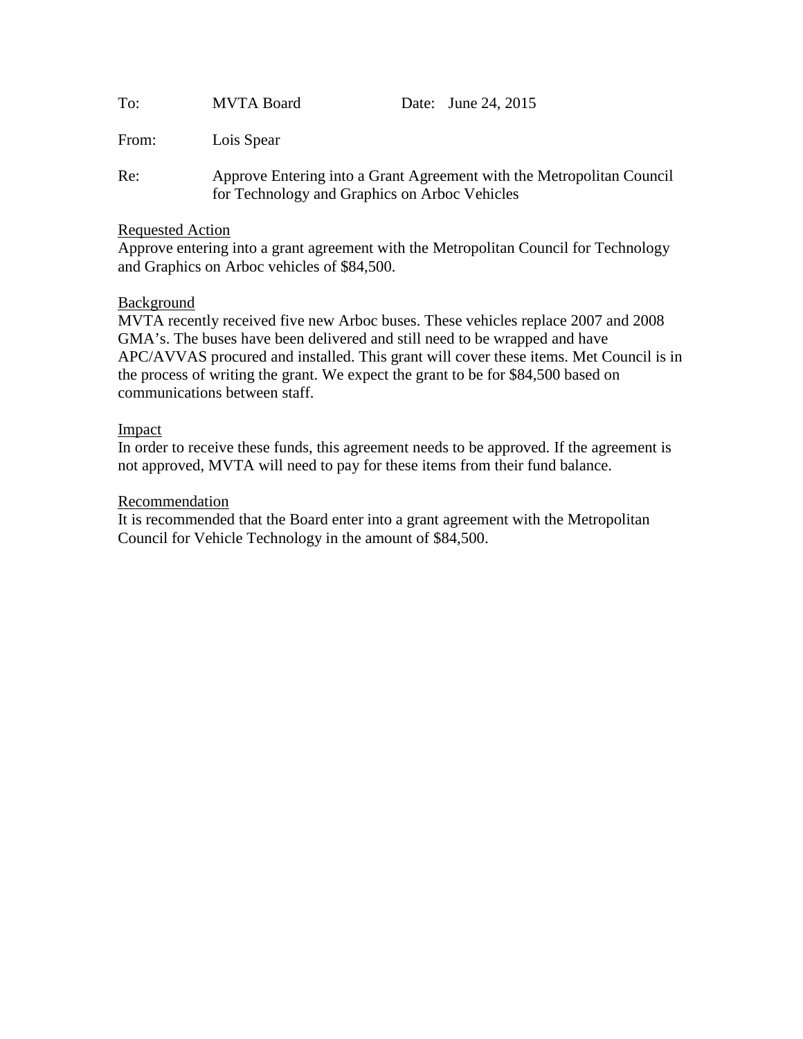To: MVTA Board  Date: June 24, 2015

From: Lois Spear

Re: Approve Entering into a Grant Agreement with the Metropolitan Council for Technology and Graphics on Arboc Vehicles

<u>Requested Action</u>

Approve entering into a grant agreement with the Metropolitan Council for Technology and Graphics on Arboc vehicles of $84,500.

<u>Background</u>

MVTA recently received five new Arboc buses. These vehicles replace 2007 and 2008 GMA's. The buses have been delivered and still need to be wrapped and have APC/AVVAS procured and installed. This grant will cover these items. Met Council is in the process of writing the grant. We expect the grant to be for $84,500 based on communications between staff.

<u>Impact</u>

In order to receive these funds, this agreement needs to be approved. If the agreement is not approved, MVTA will need to pay for these items from their fund balance.

<u>Recommendation</u>

It is recommended that the Board enter into a grant agreement with the Metropolitan Council for Vehicle Technology in the amount of $84,500.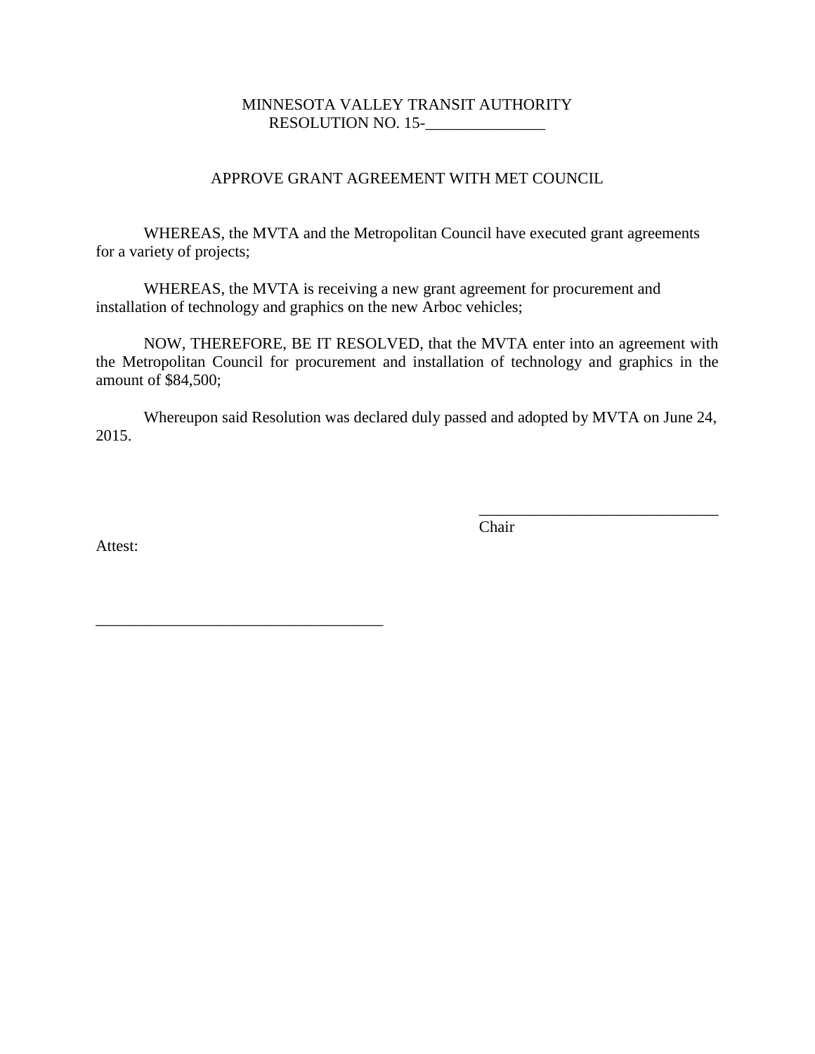MINNESOTA VALLEY TRANSIT AUTHORITY
RESOLUTION NO. 15-_______________

APPROVE GRANT AGREEMENT WITH MET COUNCIL

WHEREAS, the MVTA and the Metropolitan Council have executed grant agreements for a variety of projects;

WHEREAS, the MVTA is receiving a new grant agreement for procurement and installation of technology and graphics on the new Arboc vehicles;

NOW, THEREFORE, BE IT RESOLVED, that the MVTA enter into an agreement with the Metropolitan Council for procurement and installation of technology and graphics in the amount of $84,500;

Whereupon said Resolution was declared duly passed and adopted by MVTA on June 24, 2015.

_______________________________
Chair

Attest:

____________________________________